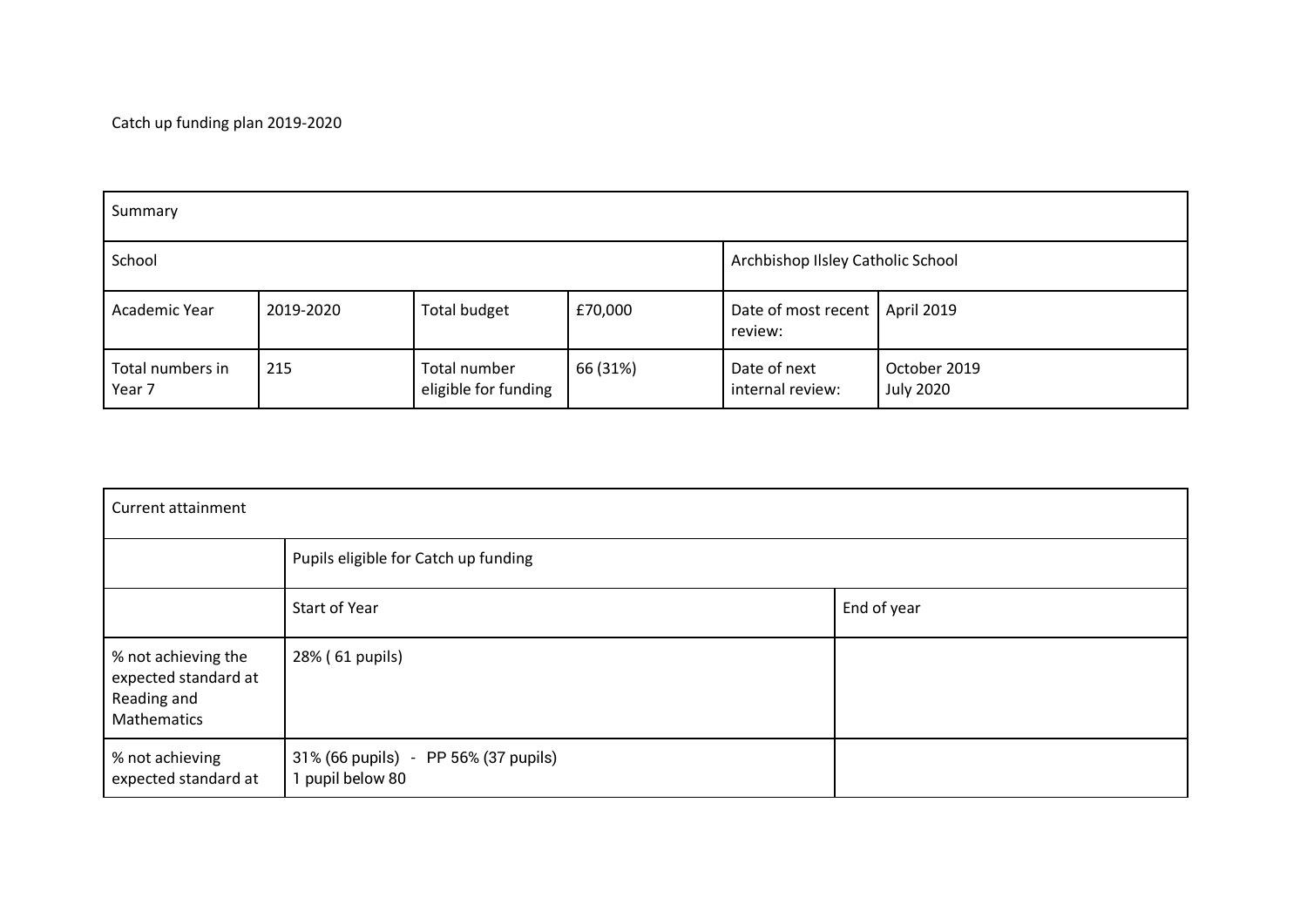Catch up funding plan 2019-2020

| Summary | | | | | |
|---|---|---|---|---|---|
| School | | | | Archbishop Ilsley Catholic School | |
| Academic Year | 2019-2020 | Total budget | £70,000 | Date of most recent review: | April 2019 |
| Total numbers in Year 7 | 215 | Total number eligible for funding | 66 (31%) | Date of next internal review: | October 2019<br>July 2020 |

| Current attainment | | |
|---|---|---|
| | Pupils eligible for Catch up funding | |
| | Start of Year | End of year |
| % not achieving the expected standard at Reading and Mathematics | 28% ( 61 pupils) | |
| % not achieving expected standard at | 31% (66 pupils) - PP 56% (37 pupils)<br>1 pupil below 80 | |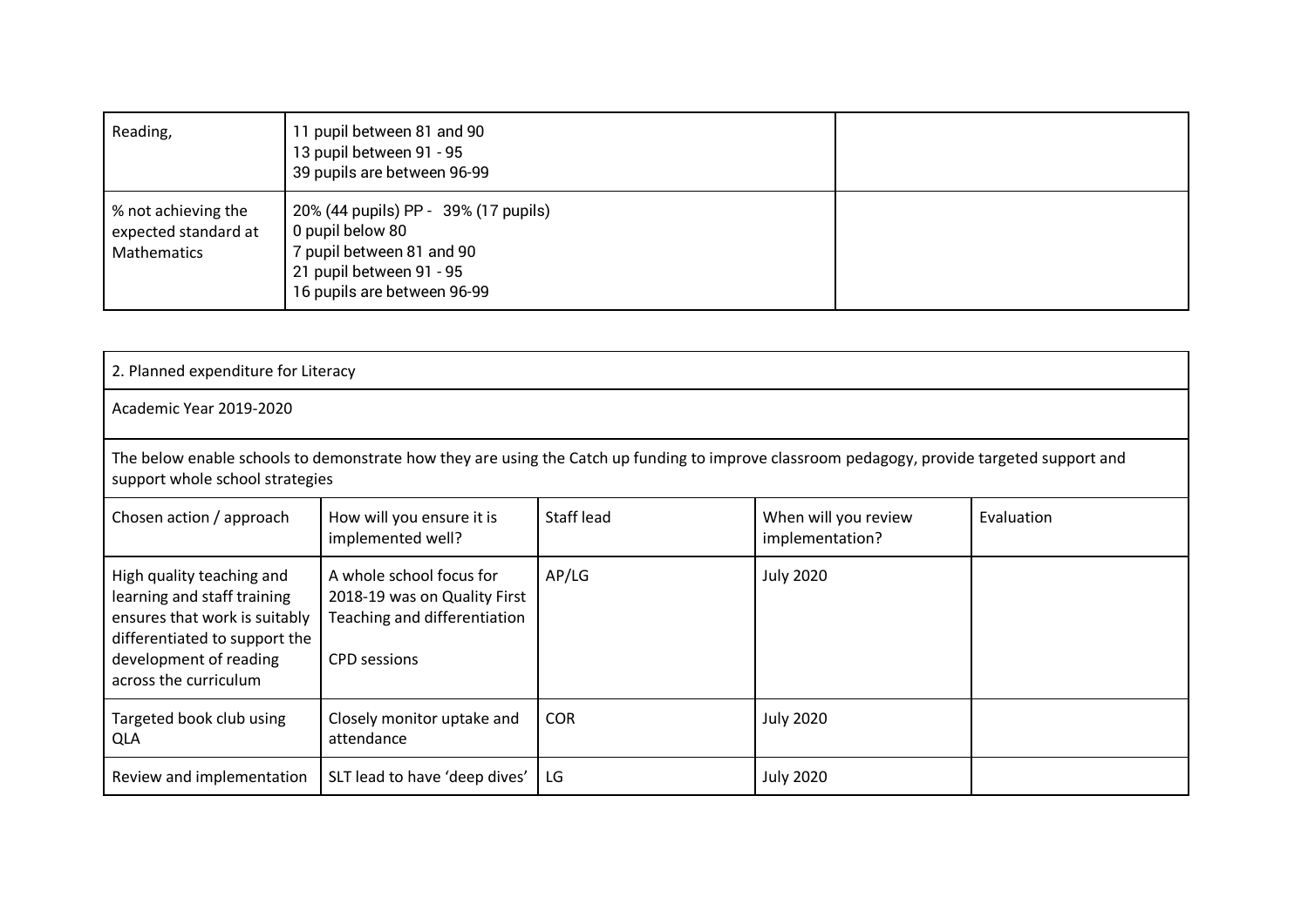| Reading, | 11 pupil between 81 and 90<br>13 pupil between 91 - 95<br>39 pupils are between 96-99 | |
|---|---|---|
| % not achieving the expected standard at Mathematics | 20% (44 pupils) PP - 39% (17 pupils)<br>0 pupil below 80<br>7 pupil between 81 and 90<br>21 pupil between 91 - 95<br>16 pupils are between 96-99 | |

| 2. Planned expenditure for Literacy | | | | |
|---|---|---|---|---|
| Academic Year 2019-2020 | | | | |
| The below enable schools to demonstrate how they are using the Catch up funding to improve classroom pedagogy, provide targeted support and support whole school strategies | | | | |
| Chosen action / approach | How will you ensure it is implemented well? | Staff lead | When will you review implementation? | Evaluation |
| High quality teaching and learning and staff training ensures that work is suitably differentiated to support the development of reading across the curriculum | A whole school focus for 2018-19 was on Quality First Teaching and differentiation<br><br>CPD sessions | AP/LG | July 2020 | |
| Targeted book club using QLA | Closely monitor uptake and attendance | COR | July 2020 | |
| Review and implementation | SLT lead to have 'deep dives' | LG | July 2020 | |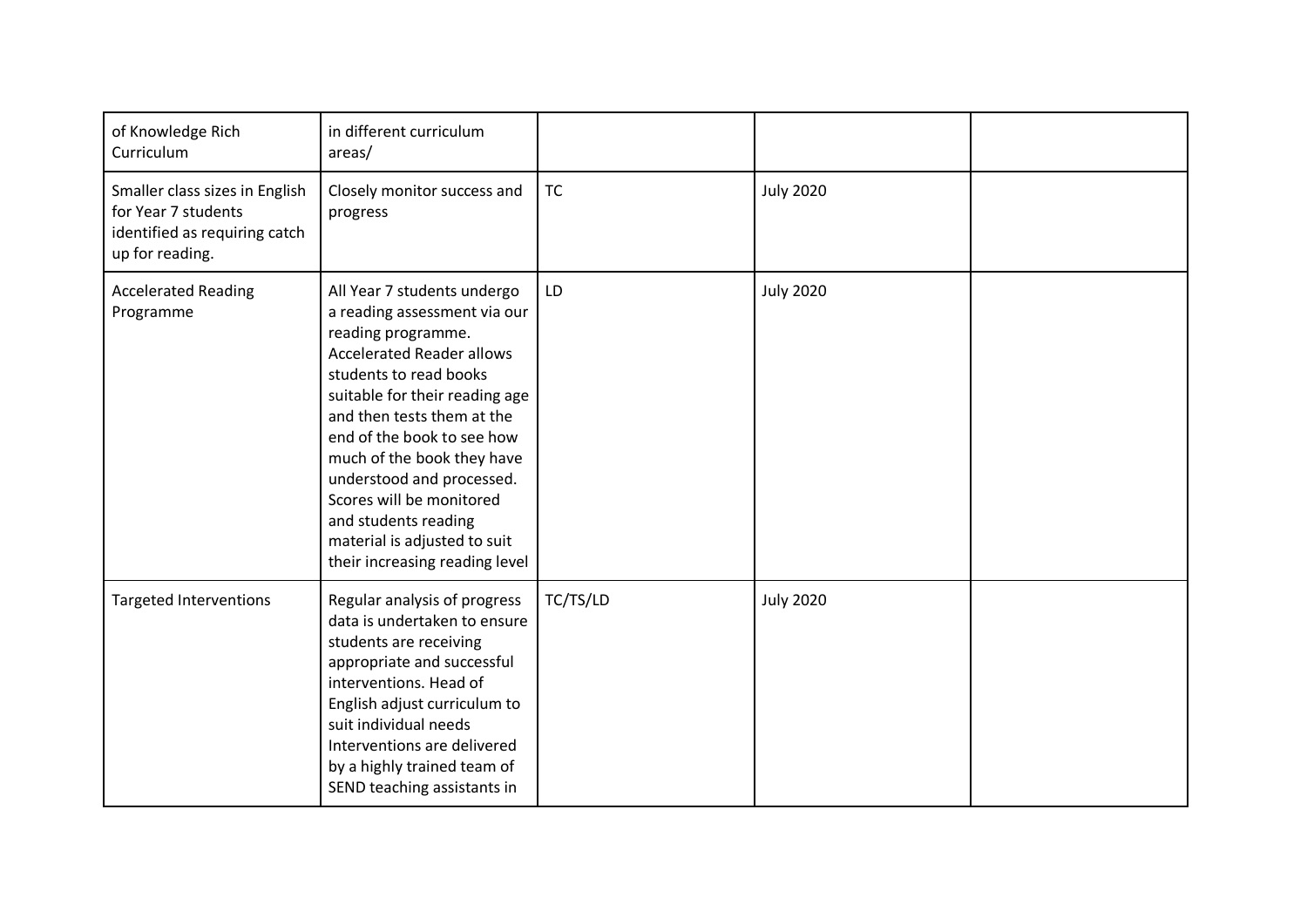| | | | | |
|---|---|---|---|---|
| of Knowledge Rich Curriculum | in different curriculum areas/ | | | |
| Smaller class sizes in English for Year 7 students identified as requiring catch up for reading. | Closely monitor success and progress | TC | July 2020 | |
| Accelerated Reading Programme | All Year 7 students undergo a reading assessment via our reading programme. Accelerated Reader allows students to read books suitable for their reading age and then tests them at the end of the book to see how much of the book they have understood and processed. Scores will be monitored and students reading material is adjusted to suit their increasing reading level | LD | July 2020 | |
| Targeted Interventions | Regular analysis of progress data is undertaken to ensure students are receiving appropriate and successful interventions. Head of English adjust curriculum to suit individual needs Interventions are delivered by a highly trained team of SEND teaching assistants in | TC/TS/LD | July 2020 | |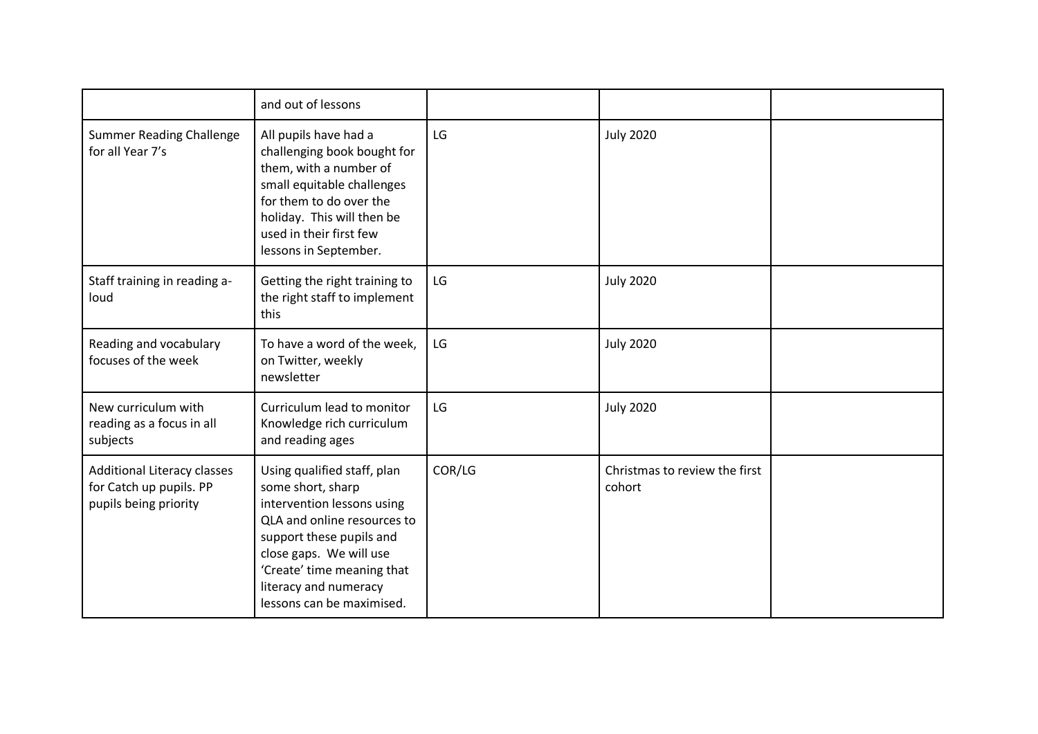| | | | | |
|---|---|---|---|---|
| | and out of lessons | | | |
| Summer Reading Challenge for all Year 7's | All pupils have had a challenging book bought for them, with a number of small equitable challenges for them to do over the holiday. This will then be used in their first few lessons in September. | LG | July 2020 | |
| Staff training in reading a-loud | Getting the right training to the right staff to implement this | LG | July 2020 | |
| Reading and vocabulary focuses of the week | To have a word of the week, on Twitter, weekly newsletter | LG | July 2020 | |
| New curriculum with reading as a focus in all subjects | Curriculum lead to monitor Knowledge rich curriculum and reading ages | LG | July 2020 | |
| Additional Literacy classes for Catch up pupils. PP pupils being priority | Using qualified staff, plan some short, sharp intervention lessons using QLA and online resources to support these pupils and close gaps. We will use 'Create' time meaning that literacy and numeracy lessons can be maximised. | COR/LG | Christmas to review the first cohort | |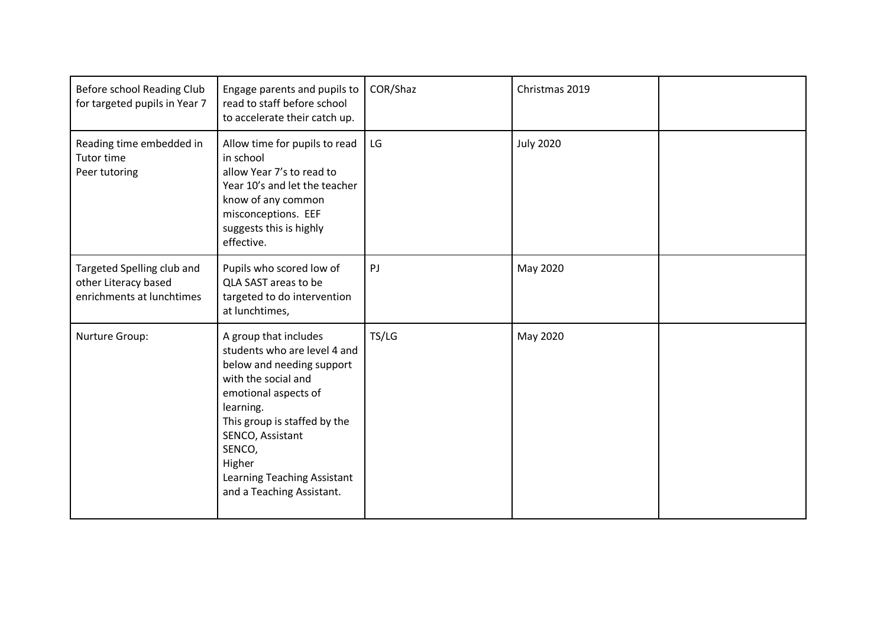| | | | | |
|---|---|---|---|---|
| Before school Reading Club for targeted pupils in Year 7 | Engage parents and pupils to read to staff before school to accelerate their catch up. | COR/Shaz | Christmas 2019 | |
| Reading time embedded in Tutor time<br>Peer tutoring | Allow time for pupils to read in school<br>allow Year 7's to read to Year 10's and let the teacher know of any common misconceptions. EEF suggests this is highly effective. | LG | July 2020 | |
| Targeted Spelling club and other Literacy based enrichments at lunchtimes | Pupils who scored low of QLA SAST areas to be targeted to do intervention at lunchtimes, | PJ | May 2020 | |
| Nurture Group: | A group that includes students who are level 4 and below and needing support with the social and emotional aspects of learning.<br>This group is staffed by the SENCO, Assistant SENCO,<br>Higher Learning Teaching Assistant and a Teaching Assistant. | TS/LG | May 2020 | |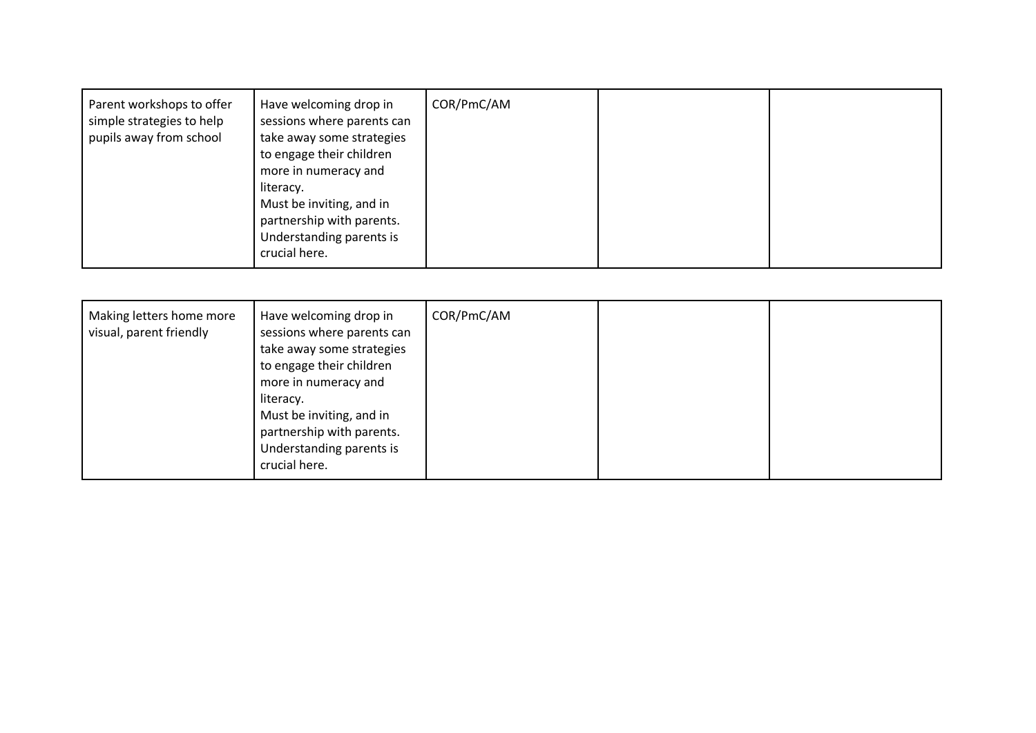| | | | | |
|---|---|---|---|---|
| Parent workshops to offer simple strategies to help pupils away from school | Have welcoming drop in sessions where parents can take away some strategies to engage their children more in numeracy and literacy.<br>Must be inviting, and in partnership with parents.<br>Understanding parents is crucial here. | COR/PmC/AM | | |

| | | | | |
|---|---|---|---|---|
| Making letters home more visual, parent friendly | Have welcoming drop in sessions where parents can take away some strategies to engage their children more in numeracy and literacy.<br>Must be inviting, and in partnership with parents.<br>Understanding parents is crucial here. | COR/PmC/AM | | |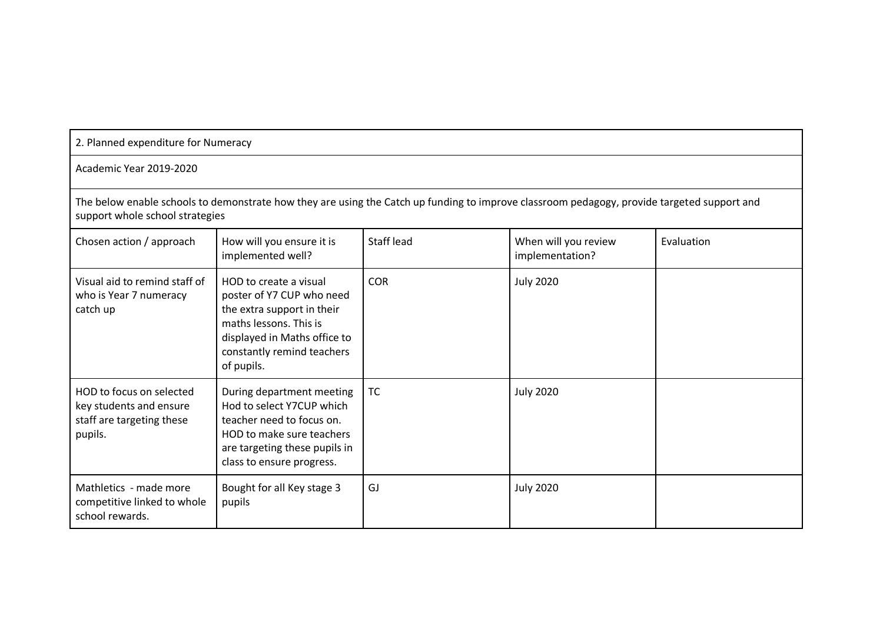| 2. Planned expenditure for Numeracy | | | | |
|---|---|---|---|---|
| Academic Year 2019-2020 | | | | |
| The below enable schools to demonstrate how they are using the Catch up funding to improve classroom pedagogy, provide targeted support and support whole school strategies | | | | |
| Chosen action / approach | How will you ensure it is implemented well? | Staff lead | When will you review implementation? | Evaluation |
| Visual aid to remind staff of who is Year 7 numeracy catch up | HOD to create a visual poster of Y7 CUP who need the extra support in their maths lessons. This is displayed in Maths office to constantly remind teachers of pupils. | COR | July 2020 | |
| HOD to focus on selected key students and ensure staff are targeting these pupils. | During department meeting Hod to select Y7CUP which teacher need to focus on. HOD to make sure teachers are targeting these pupils in class to ensure progress. | TC | July 2020 | |
| Mathletics - made more competitive linked to whole school rewards. | Bought for all Key stage 3 pupils | GJ | July 2020 | |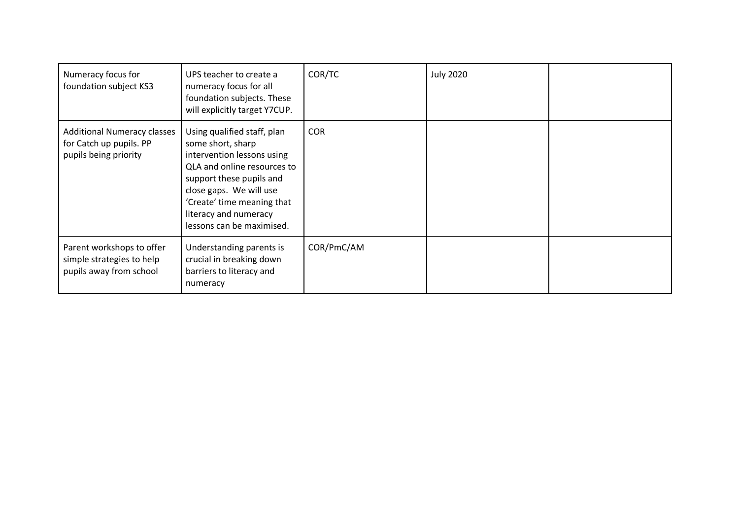| | | | | |
|---|---|---|---|---|
| Numeracy focus for foundation subject KS3 | UPS teacher to create a numeracy focus for all foundation subjects. These will explicitly target Y7CUP. | COR/TC | July 2020 | |
| Additional Numeracy classes for Catch up pupils. PP pupils being priority | Using qualified staff, plan some short, sharp intervention lessons using QLA and online resources to support these pupils and close gaps. We will use 'Create' time meaning that literacy and numeracy lessons can be maximised. | COR | | |
| Parent workshops to offer simple strategies to help pupils away from school | Understanding parents is crucial in breaking down barriers to literacy and numeracy | COR/PmC/AM | | |